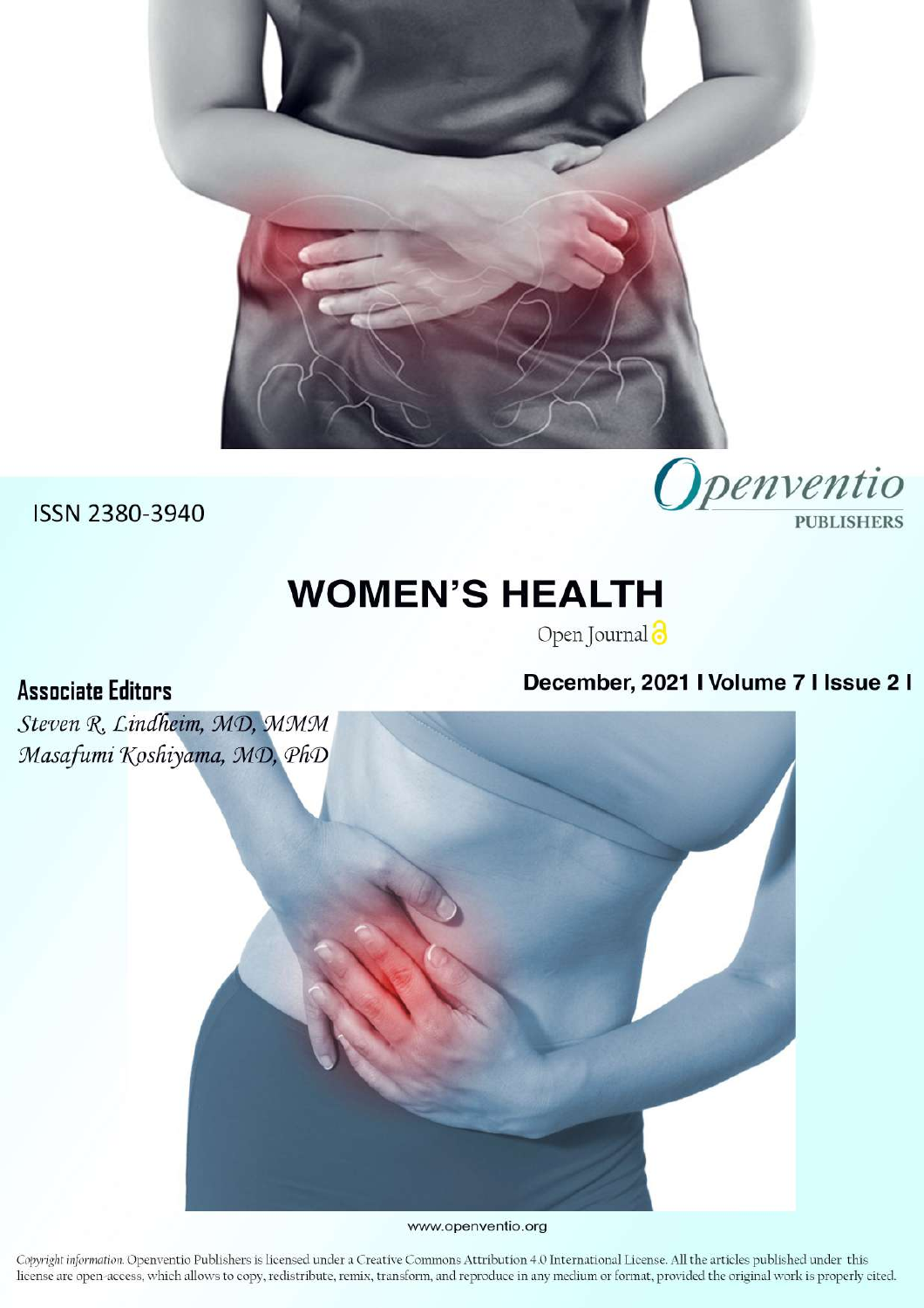ISSN 2380-3940

Openventio PUBLISHERS

# WOMEN'S HEALTH

Open Journal

December, 2021 | Volume 7 | Issue 2 |

## Associate Editors

*Steven R. Lindheim, MD, MMM*

*Masafumi Koshiyama, MD, PhD*

www.openventio.org

*Copyright information.* Openventio Publishers is licensed under a Creative Commons Attribution 4.0 International License. All the articles published under this license are open-access, which allows to copy, redistribute, remix, transform, and reproduce in any medium or format, provided the original work is properly cited.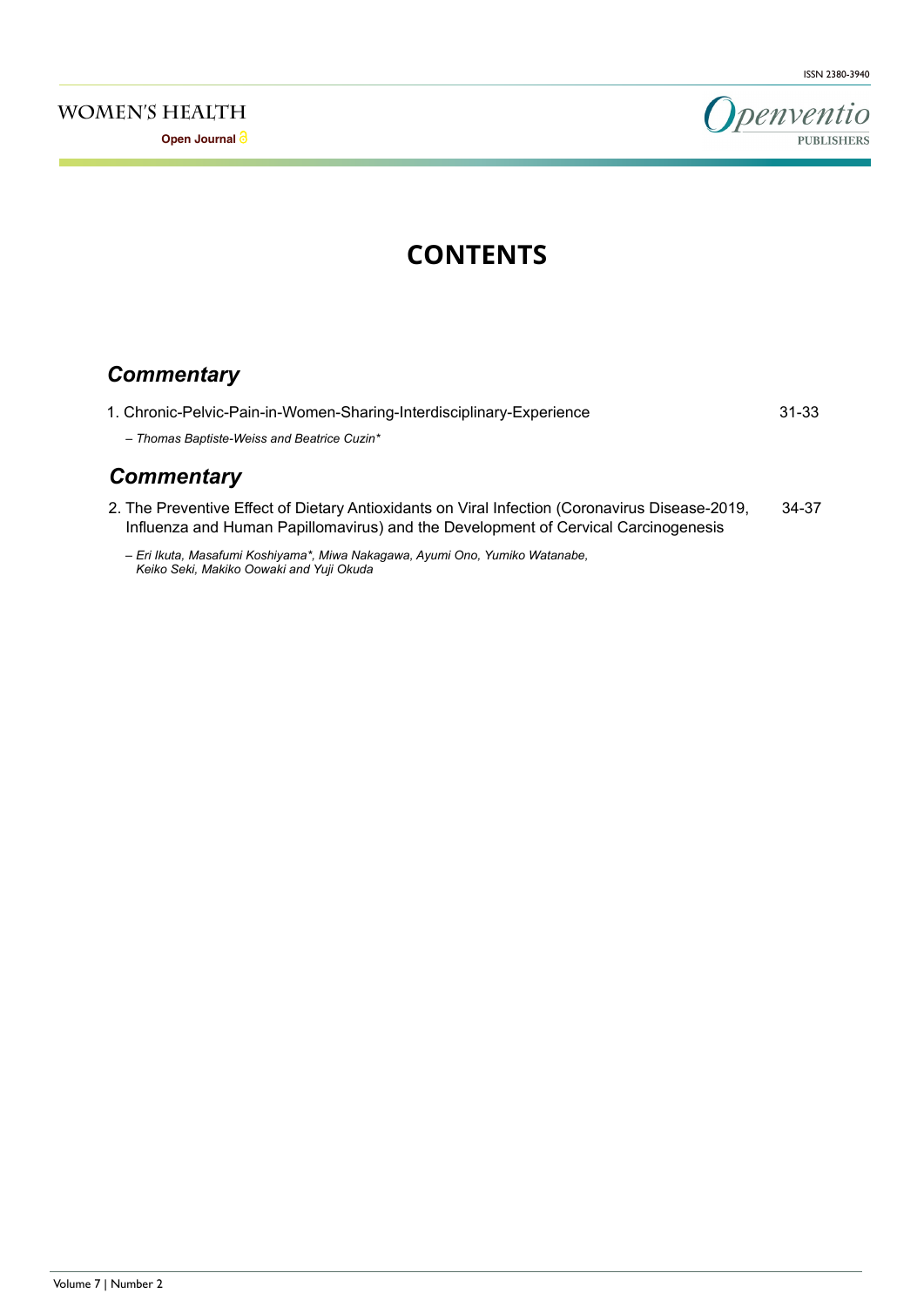# CONTENTS

## *Commentary*

1. Chronic-Pelvic-Pain-in-Women-Sharing-Interdisciplinary-Experience — 31-33

   *– Thomas Baptiste-Weiss and Beatrice Cuzin**

## *Commentary*

2. The Preventive Effect of Dietary Antioxidants on Viral Infection (Coronavirus Disease-2019, Influenza and Human Papillomavirus) and the Development of Cervical Carcinogenesis — 34-37

   *– Eri Ikuta, Masafumi Koshiyama*, Miwa Nakagawa, Ayumi Ono, Yumiko Watanabe, Keiko Seki, Makiko Oowaki and Yuji Okuda*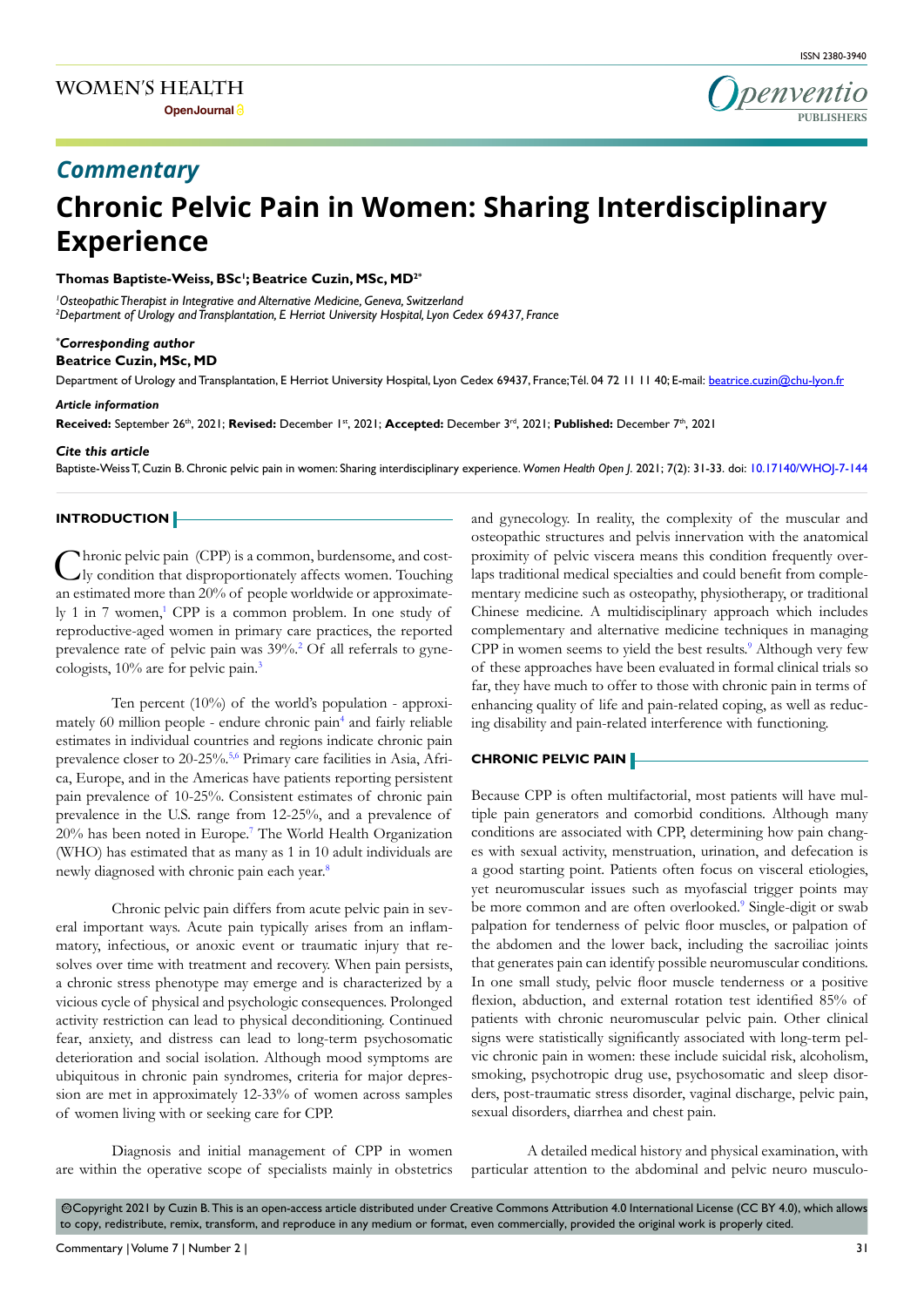## Commentary

# Chronic Pelvic Pain in Women: Sharing Interdisciplinary Experience

**Thomas Baptiste-Weiss, BSc[1]; Beatrice Cuzin, MSc, MD[2*]**

*[1]Osteopathic Therapist in Integrative and Alternative Medicine, Geneva, Switzerland*
*[2]Department of Urology and Transplantation, E Herriot University Hospital, Lyon Cedex 69437, France*

***Corresponding author**
**Beatrice Cuzin, MSc, MD**

Department of Urology and Transplantation, E Herriot University Hospital, Lyon Cedex 69437, France; Tél. 04 72 11 11 40; E-mail: beatrice.cuzin@chu-lyon.fr

***Article information***

**Received:** September 26th, 2021; **Revised:** December 1st, 2021; **Accepted:** December 3rd, 2021; **Published:** December 7th, 2021

***Cite this article***

Baptiste-Weiss T, Cuzin B. Chronic pelvic pain in women: Sharing interdisciplinary experience. *Women Health Open J*. 2021; 7(2): 31-33. doi: 10.17140/WHOJ-7-144

## INTRODUCTION

Chronic pelvic pain (CPP) is a common, burdensome, and costly condition that disproportionately affects women. Touching an estimated more than 20% of people worldwide or approximately 1 in 7 women,[1] CPP is a common problem. In one study of reproductive-aged women in primary care practices, the reported prevalence rate of pelvic pain was 39%.[2] Of all referrals to gynecologists, 10% are for pelvic pain.[3]

Ten percent (10%) of the world's population - approximately 60 million people - endure chronic pain[4] and fairly reliable estimates in individual countries and regions indicate chronic pain prevalence closer to 20-25%.[5,6] Primary care facilities in Asia, Africa, Europe, and in the Americas have patients reporting persistent pain prevalence of 10-25%. Consistent estimates of chronic pain prevalence in the U.S. range from 12-25%, and a prevalence of 20% has been noted in Europe.[7] The World Health Organization (WHO) has estimated that as many as 1 in 10 adult individuals are newly diagnosed with chronic pain each year.[8]

Chronic pelvic pain differs from acute pelvic pain in several important ways. Acute pain typically arises from an inflammatory, infectious, or anoxic event or traumatic injury that resolves over time with treatment and recovery. When pain persists, a chronic stress phenotype may emerge and is characterized by a vicious cycle of physical and psychologic consequences. Prolonged activity restriction can lead to physical deconditioning. Continued fear, anxiety, and distress can lead to long-term psychosomatic deterioration and social isolation. Although mood symptoms are ubiquitous in chronic pain syndromes, criteria for major depression are met in approximately 12-33% of women across samples of women living with or seeking care for CPP.

Diagnosis and initial management of CPP in women are within the operative scope of specialists mainly in obstetrics and gynecology. In reality, the complexity of the muscular and osteopathic structures and pelvis innervation with the anatomical proximity of pelvic viscera means this condition frequently overlaps traditional medical specialties and could benefit from complementary medicine such as osteopathy, physiotherapy, or traditional Chinese medicine. A multidisciplinary approach which includes complementary and alternative medicine techniques in managing CPP in women seems to yield the best results.[9] Although very few of these approaches have been evaluated in formal clinical trials so far, they have much to offer to those with chronic pain in terms of enhancing quality of life and pain-related coping, as well as reducing disability and pain-related interference with functioning.

## CHRONIC PELVIC PAIN

Because CPP is often multifactorial, most patients will have multiple pain generators and comorbid conditions. Although many conditions are associated with CPP, determining how pain changes with sexual activity, menstruation, urination, and defecation is a good starting point. Patients often focus on visceral etiologies, yet neuromuscular issues such as myofascial trigger points may be more common and are often overlooked.[9] Single-digit or swab palpation for tenderness of pelvic floor muscles, or palpation of the abdomen and the lower back, including the sacroiliac joints that generates pain can identify possible neuromuscular conditions. In one small study, pelvic floor muscle tenderness or a positive flexion, abduction, and external rotation test identified 85% of patients with chronic neuromuscular pelvic pain. Other clinical signs were statistically significantly associated with long-term pelvic chronic pain in women: these include suicidal risk, alcoholism, smoking, psychotropic drug use, psychosomatic and sleep disorders, post-traumatic stress disorder, vaginal discharge, pelvic pain, sexual disorders, diarrhea and chest pain.

A detailed medical history and physical examination, with particular attention to the abdominal and pelvic neuro musculo-

©Copyright 2021 by Cuzin B. This is an open-access article distributed under Creative Commons Attribution 4.0 International License (CC BY 4.0), which allows to copy, redistribute, remix, transform, and reproduce in any medium or format, even commercially, provided the original work is properly cited.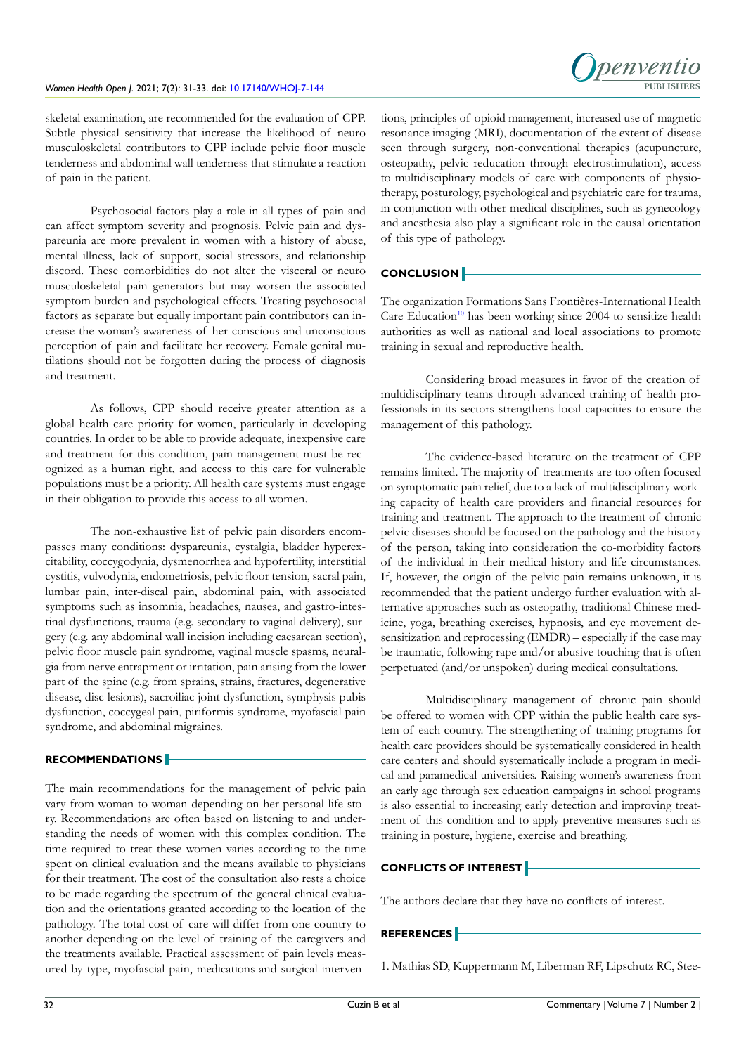skeletal examination, are recommended for the evaluation of CPP. Subtle physical sensitivity that increase the likelihood of neuro musculoskeletal contributors to CPP include pelvic floor muscle tenderness and abdominal wall tenderness that stimulate a reaction of pain in the patient.

Psychosocial factors play a role in all types of pain and can affect symptom severity and prognosis. Pelvic pain and dyspareunia are more prevalent in women with a history of abuse, mental illness, lack of support, social stressors, and relationship discord. These comorbidities do not alter the visceral or neuro musculoskeletal pain generators but may worsen the associated symptom burden and psychological effects. Treating psychosocial factors as separate but equally important pain contributors can increase the woman's awareness of her conscious and unconscious perception of pain and facilitate her recovery. Female genital mutilations should not be forgotten during the process of diagnosis and treatment.

As follows, CPP should receive greater attention as a global health care priority for women, particularly in developing countries. In order to be able to provide adequate, inexpensive care and treatment for this condition, pain management must be recognized as a human right, and access to this care for vulnerable populations must be a priority. All health care systems must engage in their obligation to provide this access to all women.

The non-exhaustive list of pelvic pain disorders encompasses many conditions: dyspareunia, cystalgia, bladder hyperexcitability, coccygodynia, dysmenorrhea and hypofertility, interstitial cystitis, vulvodynia, endometriosis, pelvic floor tension, sacral pain, lumbar pain, inter-discal pain, abdominal pain, with associated symptoms such as insomnia, headaches, nausea, and gastro-intestinal dysfunctions, trauma (e.g. secondary to vaginal delivery), surgery (e.g. any abdominal wall incision including caesarean section), pelvic floor muscle pain syndrome, vaginal muscle spasms, neuralgia from nerve entrapment or irritation, pain arising from the lower part of the spine (e.g. from sprains, strains, fractures, degenerative disease, disc lesions), sacroiliac joint dysfunction, symphysis pubis dysfunction, coccygeal pain, piriformis syndrome, myofascial pain syndrome, and abdominal migraines.

## RECOMMENDATIONS

The main recommendations for the management of pelvic pain vary from woman to woman depending on her personal life story. Recommendations are often based on listening to and understanding the needs of women with this complex condition. The time required to treat these women varies according to the time spent on clinical evaluation and the means available to physicians for their treatment. The cost of the consultation also rests a choice to be made regarding the spectrum of the general clinical evaluation and the orientations granted according to the location of the pathology. The total cost of care will differ from one country to another depending on the level of training of the caregivers and the treatments available. Practical assessment of pain levels measured by type, myofascial pain, medications and surgical interventions, principles of opioid management, increased use of magnetic resonance imaging (MRI), documentation of the extent of disease seen through surgery, non-conventional therapies (acupuncture, osteopathy, pelvic reducation through electrostimulation), access to multidisciplinary models of care with components of physiotherapy, posturology, psychological and psychiatric care for trauma, in conjunction with other medical disciplines, such as gynecology and anesthesia also play a significant role in the causal orientation of this type of pathology.

## CONCLUSION

The organization Formations Sans Frontières-International Health Care Education[10] has been working since 2004 to sensitize health authorities as well as national and local associations to promote training in sexual and reproductive health.

Considering broad measures in favor of the creation of multidisciplinary teams through advanced training of health professionals in its sectors strengthens local capacities to ensure the management of this pathology.

The evidence-based literature on the treatment of CPP remains limited. The majority of treatments are too often focused on symptomatic pain relief, due to a lack of multidisciplinary working capacity of health care providers and financial resources for training and treatment. The approach to the treatment of chronic pelvic diseases should be focused on the pathology and the history of the person, taking into consideration the co-morbidity factors of the individual in their medical history and life circumstances. If, however, the origin of the pelvic pain remains unknown, it is recommended that the patient undergo further evaluation with alternative approaches such as osteopathy, traditional Chinese medicine, yoga, breathing exercises, hypnosis, and eye movement desensitization and reprocessing (EMDR) – especially if the case may be traumatic, following rape and/or abusive touching that is often perpetuated (and/or unspoken) during medical consultations.

Multidisciplinary management of chronic pain should be offered to women with CPP within the public health care system of each country. The strengthening of training programs for health care providers should be systematically considered in health care centers and should systematically include a program in medical and paramedical universities. Raising women's awareness from an early age through sex education campaigns in school programs is also essential to increasing early detection and improving treatment of this condition and to apply preventive measures such as training in posture, hygiene, exercise and breathing.

## CONFLICTS OF INTEREST

The authors declare that they have no conflicts of interest.

## REFERENCES

1. Mathias SD, Kuppermann M, Liberman RF, Lipschutz RC, Stee-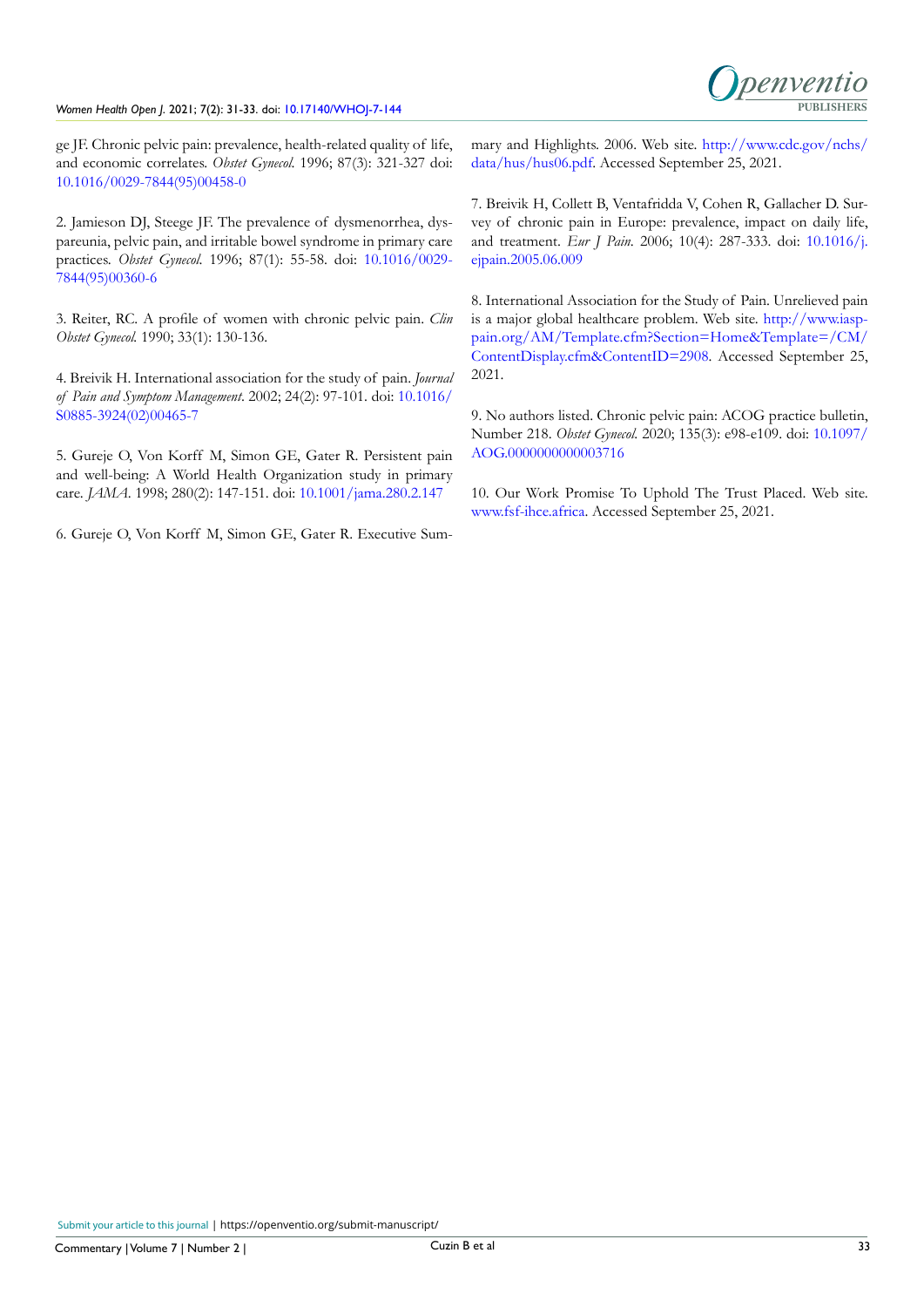ge JF. Chronic pelvic pain: prevalence, health-related quality of life, and economic correlates. *Obstet Gynecol.* 1996; 87(3): 321-327 doi: 10.1016/0029-7844(95)00458-0

2. Jamieson DJ, Steege JF. The prevalence of dysmenorrhea, dyspareunia, pelvic pain, and irritable bowel syndrome in primary care practices. *Obstet Gynecol.* 1996; 87(1): 55-58. doi: 10.1016/0029-7844(95)00360-6

3. Reiter, RC. A profile of women with chronic pelvic pain. *Clin Obstet Gynecol.* 1990; 33(1): 130-136.

4. Breivik H. International association for the study of pain. *Journal of Pain and Symptom Management*. 2002; 24(2): 97-101. doi: 10.1016/S0885-3924(02)00465-7

5. Gureje O, Von Korff M, Simon GE, Gater R. Persistent pain and well-being: A World Health Organization study in primary care. *JAMA*. 1998; 280(2): 147-151. doi: 10.1001/jama.280.2.147

6. Gureje O, Von Korff M, Simon GE, Gater R. Executive Summary and Highlights. 2006. Web site. http://www.cdc.gov/nchs/data/hus/hus06.pdf. Accessed September 25, 2021.

7. Breivik H, Collett B, Ventafridda V, Cohen R, Gallacher D. Survey of chronic pain in Europe: prevalence, impact on daily life, and treatment. *Eur J Pain.* 2006; 10(4): 287-333. doi: 10.1016/j.ejpain.2005.06.009

8. International Association for the Study of Pain. Unrelieved pain is a major global healthcare problem. Web site. http://www.iasp-pain.org/AM/Template.cfm?Section=Home&Template=/CM/ContentDisplay.cfm&ContentID=2908. Accessed September 25, 2021.

9. No authors listed. Chronic pelvic pain: ACOG practice bulletin, Number 218. *Obstet Gynecol.* 2020; 135(3): e98-e109. doi: 10.1097/AOG.0000000000003716

10. Our Work Promise To Uphold The Trust Placed. Web site. www.fsf-ihce.africa. Accessed September 25, 2021.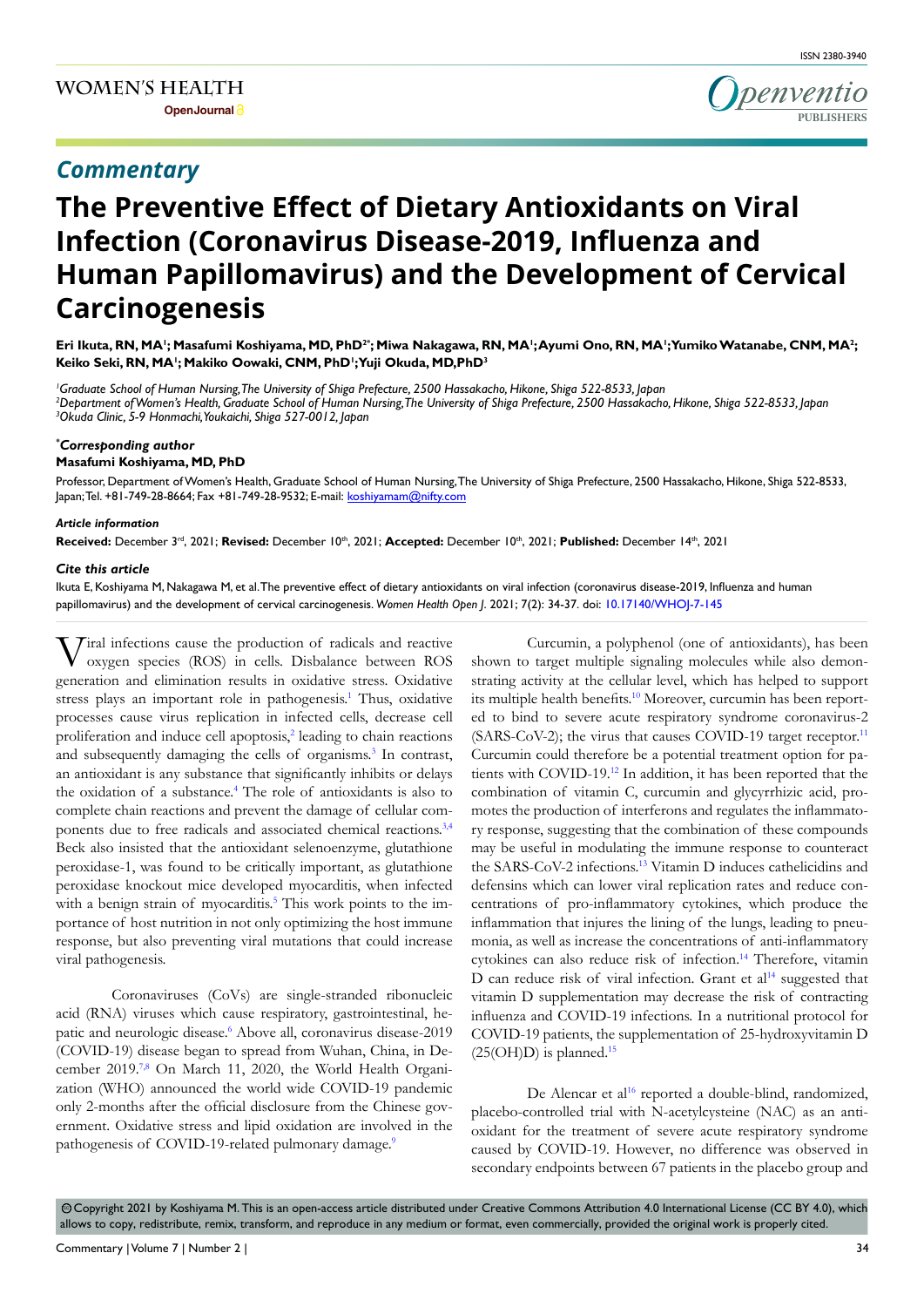# Commentary

# The Preventive Effect of Dietary Antioxidants on Viral Infection (Coronavirus Disease-2019, Influenza and Human Papillomavirus) and the Development of Cervical Carcinogenesis

**Eri Ikuta, RN, MA[1]; Masafumi Koshiyama, MD, PhD[2*]; Miwa Nakagawa, RN, MA[1]; Ayumi Ono, RN, MA[1]; Yumiko Watanabe, CNM, MA[2]; Keiko Seki, RN, MA[1]; Makiko Oowaki, CNM, PhD[1]; Yuji Okuda, MD, PhD[3]**

*[1]Graduate School of Human Nursing, The University of Shiga Prefecture, 2500 Hassakacho, Hikone, Shiga 522-8533, Japan*
*[2]Department of Women's Health, Graduate School of Human Nursing, The University of Shiga Prefecture, 2500 Hassakacho, Hikone, Shiga 522-8533, Japan*
*[3]Okuda Clinic, 5-9 Honmachi, Youkaichi, Shiga 527-0012, Japan*

***Corresponding author**
**Masafumi Koshiyama, MD, PhD**
Professor, Department of Women's Health, Graduate School of Human Nursing, The University of Shiga Prefecture, 2500 Hassakacho, Hikone, Shiga 522-8533, Japan; Tel. +81-749-28-8664; Fax +81-749-28-9532; E-mail: koshiyamam@nifty.com

***Article information***
**Received:** December 3rd, 2021; **Revised:** December 10th, 2021; **Accepted:** December 10th, 2021; **Published:** December 14th, 2021

***Cite this article***
Ikuta E, Koshiyama M, Nakagawa M, et al. The preventive effect of dietary antioxidants on viral infection (coronavirus disease-2019, Influenza and human papillomavirus) and the development of cervical carcinogenesis. *Women Health Open J*. 2021; 7(2): 34-37. doi: 10.17140/WHOJ-7-145

Viral infections cause the production of radicals and reactive oxygen species (ROS) in cells. Disbalance between ROS generation and elimination results in oxidative stress. Oxidative stress plays an important role in pathogenesis.[1] Thus, oxidative processes cause virus replication in infected cells, decrease cell proliferation and induce cell apoptosis,[2] leading to chain reactions and subsequently damaging the cells of organisms.[3] In contrast, an antioxidant is any substance that significantly inhibits or delays the oxidation of a substance.[4] The role of antioxidants is also to complete chain reactions and prevent the damage of cellular components due to free radicals and associated chemical reactions.[3,4] Beck also insisted that the antioxidant selenoenzyme, glutathione peroxidase-1, was found to be critically important, as glutathione peroxidase knockout mice developed myocarditis, when infected with a benign strain of myocarditis.[5] This work points to the importance of host nutrition in not only optimizing the host immune response, but also preventing viral mutations that could increase viral pathogenesis.

Coronaviruses (CoVs) are single-stranded ribonucleic acid (RNA) viruses which cause respiratory, gastrointestinal, hepatic and neurologic disease.[6] Above all, coronavirus disease-2019 (COVID-19) disease began to spread from Wuhan, China, in December 2019.[7,8] On March 11, 2020, the World Health Organization (WHO) announced the world wide COVID-19 pandemic only 2-months after the official disclosure from the Chinese government. Oxidative stress and lipid oxidation are involved in the pathogenesis of COVID-19-related pulmonary damage.[9]

Curcumin, a polyphenol (one of antioxidants), has been shown to target multiple signaling molecules while also demonstrating activity at the cellular level, which has helped to support its multiple health benefits.[10] Moreover, curcumin has been reported to bind to severe acute respiratory syndrome coronavirus-2 (SARS-CoV-2); the virus that causes COVID-19 target receptor.[11] Curcumin could therefore be a potential treatment option for patients with COVID-19.[12] In addition, it has been reported that the combination of vitamin C, curcumin and glycyrrhizic acid, promotes the production of interferons and regulates the inflammatory response, suggesting that the combination of these compounds may be useful in modulating the immune response to counteract the SARS-CoV-2 infections.[13] Vitamin D induces cathelicidins and defensins which can lower viral replication rates and reduce concentrations of pro-inflammatory cytokines, which produce the inflammation that injures the lining of the lungs, leading to pneumonia, as well as increase the concentrations of anti-inflammatory cytokines can also reduce risk of infection.[14] Therefore, vitamin D can reduce risk of viral infection. Grant et al[14] suggested that vitamin D supplementation may decrease the risk of contracting influenza and COVID-19 infections. In a nutritional protocol for COVID-19 patients, the supplementation of 25-hydroxyvitamin D (25(OH)D) is planned.[15]

De Alencar et al[16] reported a double-blind, randomized, placebo-controlled trial with N-acetylcysteine (NAC) as an antioxidant for the treatment of severe acute respiratory syndrome caused by COVID-19. However, no difference was observed in secondary endpoints between 67 patients in the placebo group and

© Copyright 2021 by Koshiyama M. This is an open-access article distributed under Creative Commons Attribution 4.0 International License (CC BY 4.0), which allows to copy, redistribute, remix, transform, and reproduce in any medium or format, even commercially, provided the original work is properly cited.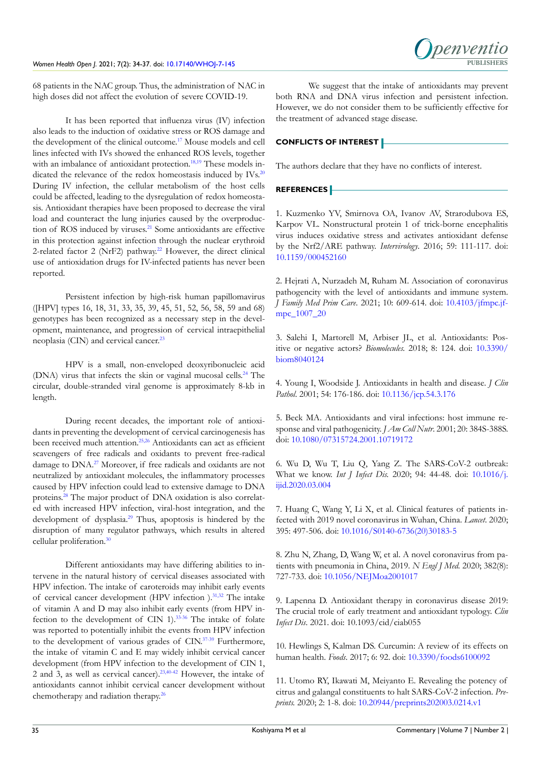68 patients in the NAC group. Thus, the administration of NAC in high doses did not affect the evolution of severe COVID-19.

It has been reported that influenza virus (IV) infection also leads to the induction of oxidative stress or ROS damage and the development of the clinical outcome.[17] Mouse models and cell lines infected with IVs showed the enhanced ROS levels, together with an imbalance of antioxidant protection.[18,19] These models indicated the relevance of the redox homeostasis induced by IVs.[20] During IV infection, the cellular metabolism of the host cells could be affected, leading to the dysregulation of redox homeostasis. Antioxidant therapies have been proposed to decrease the viral load and counteract the lung injuries caused by the overproduction of ROS induced by viruses.[21] Some antioxidants are effective in this protection against infection through the nuclear erythroid 2-related factor 2 (NrF2) pathway.[22] However, the direct clinical use of antioxidation drugs for IV-infected patients has never been reported.

Persistent infection by high-risk human papillomavirus ([HPV] types 16, 18, 31, 33, 35, 39, 45, 51, 52, 56, 58, 59 and 68) genotypes has been recognized as a necessary step in the development, maintenance, and progression of cervical intraepithelial neoplasia (CIN) and cervical cancer.[23]

HPV is a small, non-enveloped deoxyribonucleic acid (DNA) virus that infects the skin or vaginal mucosal cells.[24] The circular, double-stranded viral genome is approximately 8-kb in length.

During recent decades, the important role of antioxidants in preventing the development of cervical carcinogenesis has been received much attention.[25,26] Antioxidants can act as efficient scavengers of free radicals and oxidants to prevent free-radical damage to DNA.[27] Moreover, if free radicals and oxidants are not neutralized by antioxidant molecules, the inflammatory processes caused by HPV infection could lead to extensive damage to DNA proteins.[28] The major product of DNA oxidation is also correlated with increased HPV infection, viral-host integration, and the development of dysplasia.[29] Thus, apoptosis is hindered by the disruption of many regulator pathways, which results in altered cellular proliferation.[30]

Different antioxidants may have differing abilities to intervene in the natural history of cervical diseases associated with HPV infection. The intake of caroteroids may inhibit early events of cervical cancer development (HPV infection ).[31,32] The intake of vitamin A and D may also inhibit early events (from HPV infection to the development of CIN 1).[33-36] The intake of folate was reported to potentially inhibit the events from HPV infection to the development of various grades of CIN.[37-39] Furthermore, the intake of vitamin C and E may widely inhibit cervical cancer development (from HPV infection to the development of CIN 1, 2 and 3, as well as cervical cancer).[23,40-42] However, the intake of antioxidants cannot inhibit cervical cancer development without chemotherapy and radiation therapy.[26]

We suggest that the intake of antioxidants may prevent both RNA and DNA virus infection and persistent infection. However, we do not consider them to be sufficiently effective for the treatment of advanced stage disease.

## CONFLICTS OF INTEREST

The authors declare that they have no conflicts of interest.

## REFERENCES

1. Kuzmenko YV, Smirnova OA, Ivanov AV, Strarodubova ES, Karpov VL. Nonstructural protein 1 of trick-borne encephalitis virus induces oxidative stress and activates antioxidant defense by the Nrf2/ARE pathway. *Intervirology*. 2016; 59: 111-117. doi: 10.1159/000452160

2. Hejrati A, Nurzadeh M, Ruham M. Association of coronavirus pathogencity with the level of antioxidants and immune system. *J Family Med Prim Care*. 2021; 10: 609-614. doi: 10.4103/jfmpc.jfmpc_1007_20

3. Salehi I, Martorell M, Arbiser JL, et al. Antioxidants: Positive or negative actors? *Biomolecules*. 2018; 8: 124. doi: 10.3390/biom8040124

4. Young I, Woodside J. Antioxidants in health and disease. *J Clin Pathol*. 2001; 54: 176-186. doi: 10.1136/jcp.54.3.176

5. Beck MA. Antioxidants and viral infections: host immune response and viral pathogenicity. *J Am Coll Nutr*. 2001; 20: 384S-388S. doi: 10.1080/07315724.2001.10719172

6. Wu D, Wu T, Liu Q, Yang Z. The SARS-CoV-2 outbreak: What we know. *Int J Infect Dis*. 2020; 94: 44-48. doi: 10.1016/j.ijid.2020.03.004

7. Huang C, Wang Y, Li X, et al. Clinical features of patients infected with 2019 novel coronavirus in Wuhan, China. *Lancet*. 2020; 395: 497-506. doi: 10.1016/S0140-6736(20)30183-5

8. Zhu N, Zhang, D, Wang W, et al. A novel coronavirus from patients with pneumonia in China, 2019. *N Engl J Med*. 2020; 382(8): 727-733. doi: 10.1056/NEJMoa2001017

9. Lapenna D. Antioxidant therapy in coronavirus disease 2019: The crucial trole of early treatment and antioxidant typology. *Clin Infect Dis*. 2021. doi: 10.1093/cid/ciab055

10. Hewlings S, Kalman DS. Curcumin: A review of its effects on human health. *Foods*. 2017; 6: 92. doi: 10.3390/foods6100092

11. Utomo RY, Ikawati M, Meiyanto E. Revealing the potency of citrus and galangal constituents to halt SARS-CoV-2 infection. *Preprints*. 2020; 2: 1-8. doi: 10.20944/preprints202003.0214.v1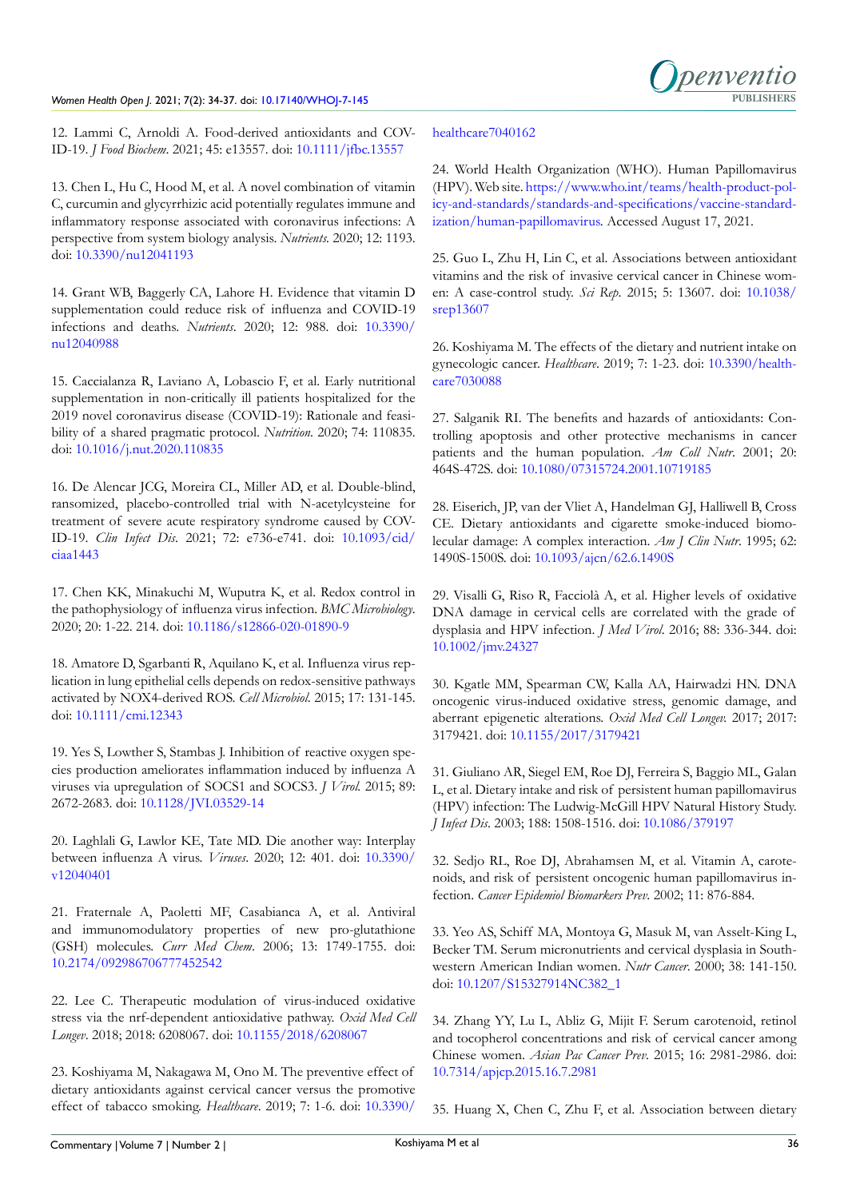12. Lammi C, Arnoldi A. Food-derived antioxidants and COVID-19. *J Food Biochem*. 2021; 45: e13557. doi: 10.1111/jfbc.13557

13. Chen L, Hu C, Hood M, et al. A novel combination of vitamin C, curcumin and glycyrrhizic acid potentially regulates immune and inflammatory response associated with coronavirus infections: A perspective from system biology analysis. *Nutrients*. 2020; 12: 1193. doi: 10.3390/nu12041193

14. Grant WB, Baggerly CA, Lahore H. Evidence that vitamin D supplementation could reduce risk of influenza and COVID-19 infections and deaths. *Nutrients*. 2020; 12: 988. doi: 10.3390/nu12040988

15. Caccialanza R, Laviano A, Lobascio F, et al. Early nutritional supplementation in non-critically ill patients hospitalized for the 2019 novel coronavirus disease (COVID-19): Rationale and feasibility of a shared pragmatic protocol. *Nutrition*. 2020; 74: 110835. doi: 10.1016/j.nut.2020.110835

16. De Alencar JCG, Moreira CL, Miller AD, et al. Double-blind, ransomized, placebo-controlled trial with N-acetylcysteine for treatment of severe acute respiratory syndrome caused by COVID-19. *Clin Infect Dis*. 2021; 72: e736-e741. doi: 10.1093/cid/ciaa1443

17. Chen KK, Minakuchi M, Wuputra K, et al. Redox control in the pathophysiology of influenza virus infection. *BMC Microbiology*. 2020; 20: 1-22. 214. doi: 10.1186/s12866-020-01890-9

18. Amatore D, Sgarbanti R, Aquilano K, et al. Influenza virus replication in lung epithelial cells depends on redox-sensitive pathways activated by NOX4-derived ROS. *Cell Microbiol*. 2015; 17: 131-145. doi: 10.1111/cmi.12343

19. Yes S, Lowther S, Stambas J. Inhibition of reactive oxygen species production ameliorates inflammation induced by influenza A viruses via upregulation of SOCS1 and SOCS3. *J Virol*. 2015; 89: 2672-2683. doi: 10.1128/JVI.03529-14

20. Laghlali G, Lawlor KE, Tate MD. Die another way: Interplay between influenza A virus. *Viruses*. 2020; 12: 401. doi: 10.3390/v12040401

21. Fraternale A, Paoletti MF, Casabianca A, et al. Antiviral and immunomodulatory properties of new pro-glutathione (GSH) molecules. *Curr Med Chem*. 2006; 13: 1749-1755. doi: 10.2174/092986706777452542

22. Lee C. Therapeutic modulation of virus-induced oxidative stress via the nrf-dependent antioxidative pathway. *Oxid Med Cell Longev*. 2018; 2018: 6208067. doi: 10.1155/2018/6208067

23. Koshiyama M, Nakagawa M, Ono M. The preventive effect of dietary antioxidants against cervical cancer versus the promotive effect of tobacco smoking. *Healthcare*. 2019; 7: 1-6. doi: 10.3390/healthcare7040162

24. World Health Organization (WHO). Human Papillomavirus (HPV). Web site. https://www.who.int/teams/health-product-policy-and-standards/standards-and-specifications/vaccine-standardization/human-papillomavirus. Accessed August 17, 2021.

25. Guo L, Zhu H, Lin C, et al. Associations between antioxidant vitamins and the risk of invasive cervical cancer in Chinese women: A case-control study. *Sci Rep*. 2015; 5: 13607. doi: 10.1038/srep13607

26. Koshiyama M. The effects of the dietary and nutrient intake on gynecologic cancer. *Healthcare*. 2019; 7: 1-23. doi: 10.3390/healthcare7030088

27. Salganik RI. The benefits and hazards of antioxidants: Controlling apoptosis and other protective mechanisms in cancer patients and the human population. *Am Coll Nutr*. 2001; 20: 464S-472S. doi: 10.1080/07315724.2001.10719185

28. Eiserich, JP, van der Vliet A, Handelman GJ, Halliwell B, Cross CE. Dietary antioxidants and cigarette smoke-induced biomolecular damage: A complex interaction. *Am J Clin Nutr*. 1995; 62: 1490S-1500S. doi: 10.1093/ajcn/62.6.1490S

29. Visalli G, Riso R, Facciolà A, et al. Higher levels of oxidative DNA damage in cervical cells are correlated with the grade of dysplasia and HPV infection. *J Med Virol*. 2016; 88: 336-344. doi: 10.1002/jmv.24327

30. Kgatle MM, Spearman CW, Kalla AA, Hairwadzi HN. DNA oncogenic virus-induced oxidative stress, genomic damage, and aberrant epigenetic alterations. *Oxid Med Cell Longev*. 2017; 2017: 3179421. doi: 10.1155/2017/3179421

31. Giuliano AR, Siegel EM, Roe DJ, Ferreira S, Baggio ML, Galan L, et al. Dietary intake and risk of persistent human papillomavirus (HPV) infection: The Ludwig-McGill HPV Natural History Study. *J Infect Dis*. 2003; 188: 1508-1516. doi: 10.1086/379197

32. Sedjo RL, Roe DJ, Abrahamsen M, et al. Vitamin A, carotenoids, and risk of persistent oncogenic human papillomavirus infection. *Cancer Epidemiol Biomarkers Prev*. 2002; 11: 876-884.

33. Yeo AS, Schiff MA, Montoya G, Masuk M, van Asselt-King L, Becker TM. Serum micronutrients and cervical dysplasia in Southwestern American Indian women. *Nutr Cancer*. 2000; 38: 141-150. doi: 10.1207/S15327914NC382_1

34. Zhang YY, Lu L, Abliz G, Mijit F. Serum carotenoid, retinol and tocopherol concentrations and risk of cervical cancer among Chinese women. *Asian Pac Cancer Prev*. 2015; 16: 2981-2986. doi: 10.7314/apjcp.2015.16.7.2981

35. Huang X, Chen C, Zhu F, et al. Association between dietary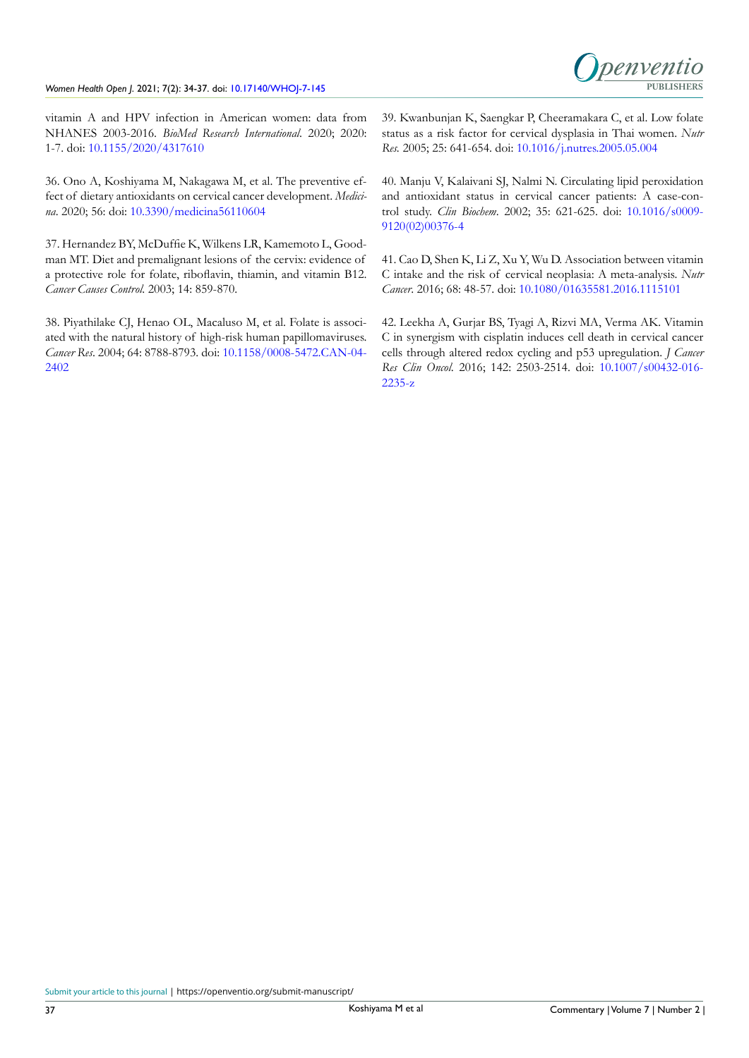vitamin A and HPV infection in American women: data from NHANES 2003-2016. *BioMed Research International*. 2020; 2020: 1-7. doi: 10.1155/2020/4317610

36. Ono A, Koshiyama M, Nakagawa M, et al. The preventive effect of dietary antioxidants on cervical cancer development. *Medicina*. 2020; 56: doi: 10.3390/medicina56110604

37. Hernandez BY, McDuffie K, Wilkens LR, Kamemoto L, Goodman MT. Diet and premalignant lesions of the cervix: evidence of a protective role for folate, riboflavin, thiamin, and vitamin B12. *Cancer Causes Control*. 2003; 14: 859-870.

38. Piyathilake CJ, Henao OL, Macaluso M, et al. Folate is associated with the natural history of high-risk human papillomaviruses. *Cancer Res*. 2004; 64: 8788-8793. doi: 10.1158/0008-5472.CAN-04-2402

39. Kwanbunjan K, Saengkar P, Cheeramakara C, et al. Low folate status as a risk factor for cervical dysplasia in Thai women. *Nutr Res*. 2005; 25: 641-654. doi: 10.1016/j.nutres.2005.05.004

40. Manju V, Kalaivani SJ, Nalmi N. Circulating lipid peroxidation and antioxidant status in cervical cancer patients: A case-control study. *Clin Biochem*. 2002; 35: 621-625. doi: 10.1016/s0009-9120(02)00376-4

41. Cao D, Shen K, Li Z, Xu Y, Wu D. Association between vitamin C intake and the risk of cervical neoplasia: A meta-analysis. *Nutr Cancer*. 2016; 68: 48-57. doi: 10.1080/01635581.2016.1115101

42. Leekha A, Gurjar BS, Tyagi A, Rizvi MA, Verma AK. Vitamin C in synergism with cisplatin induces cell death in cervical cancer cells through altered redox cycling and p53 upregulation. *J Cancer Res Clin Oncol*. 2016; 142: 2503-2514. doi: 10.1007/s00432-016-2235-z